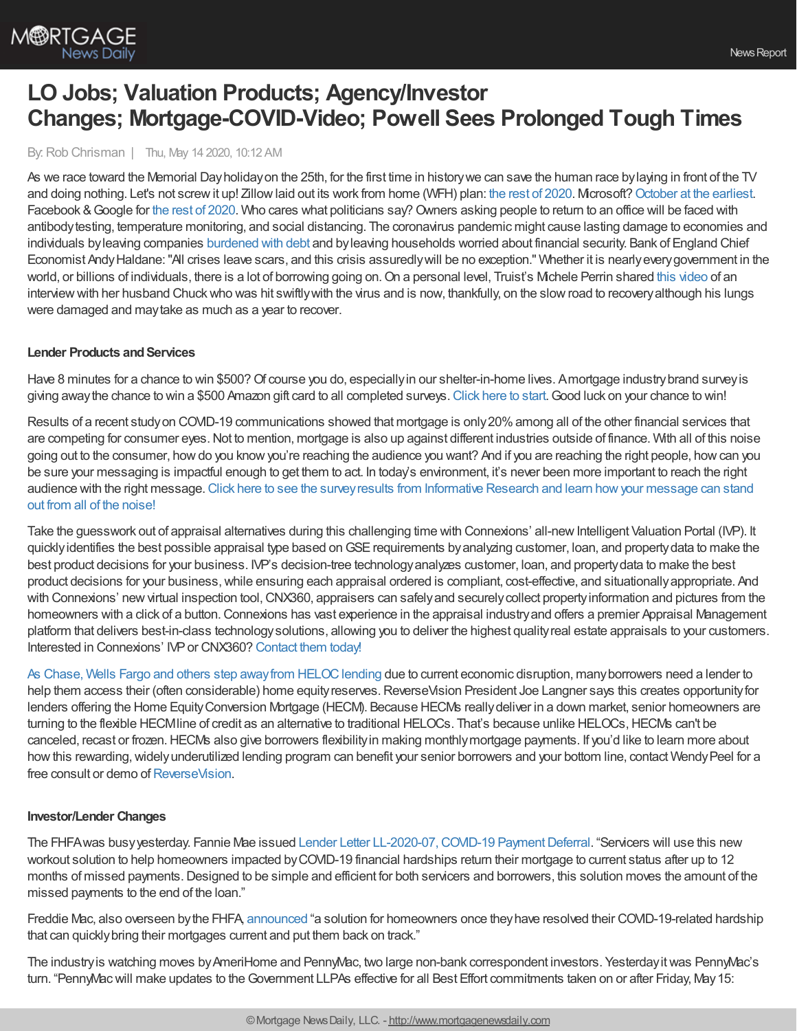# LO Jobs; Valuation Products; Agency/Investor Changes; Mortgage-COVID-Video; Powell Sees Prolonged Tough Times

By: Rob Chrisman | Thu, May 14 2020, 10:12 AM

As we race toward the Memorial Day holiday on the 25th, for the first time in history we can save the human race by laying in front of the TV and doing nothing. Let's not screw it up! Zillow laid out its work from home (WFH) plan: the rest of 2020. Microsoft? October at the earliest. Facebook & Google for the rest of 2020. Who cares what politicians say? Owners asking people to return to an office will be faced with antibody testing, temperature monitoring, and social distancing. The coronavirus pandemic might cause lasting damage to economies and individuals by leaving companies burdened with debt and by leaving households worried about financial security. Bank of England Chief Economist Andy Haldane: "All crises leave scars, and this crisis assuredly will be no exception." Whether it is nearly every government in the world, or billions of individuals, there is a lot of borrowing going on. On a personal level, Truist's Michele Perrin shared this video of an interview with her husband Chuck who was hit swiftly with the virus and is now, thankfully, on the slow road to recovery although his lungs were damaged and may take as much as a year to recover.

### Lender Products and Services

Have 8 minutes for a chance to win $500? Of course you do, especially in our shelter-in-home lives. A mortgage industry brand survey is giving away the chance to win a $500 Amazon gift card to all completed surveys. Click here to start. Good luck on your chance to win!

Results of a recent study on COVID-19 communications showed that mortgage is only 20% among all of the other financial services that are competing for consumer eyes. Not to mention, mortgage is also up against different industries outside of finance. With all of this noise going out to the consumer, how do you know you're reaching the audience you want? And if you are reaching the right people, how can you be sure your messaging is impactful enough to get them to act. In today's environment, it's never been more important to reach the right audience with the right message. Click here to see the survey results from Informative Research and learn how your message can stand out from all of the noise!

Take the guesswork out of appraisal alternatives during this challenging time with Connexions' all-new Intelligent Valuation Portal (IVP). It quickly identifies the best possible appraisal type based on GSE requirements by analyzing customer, loan, and property data to make the best product decisions for your business. IVP's decision-tree technology analyzes customer, loan, and property data to make the best product decisions for your business, while ensuring each appraisal ordered is compliant, cost-effective, and situationally appropriate. And with Connexions' new virtual inspection tool, CNX360, appraisers can safely and securely collect property information and pictures from the homeowners with a click of a button. Connexions has vast experience in the appraisal industry and offers a premier Appraisal Management platform that delivers best-in-class technology solutions, allowing you to deliver the highest quality real estate appraisals to your customers. Interested in Connexions' IVP or CNX360? Contact them today!

As Chase, Wells Fargo and others step away from HELOC lending due to current economic disruption, many borrowers need a lender to help them access their (often considerable) home equity reserves. ReverseVision President Joe Langner says this creates opportunity for lenders offering the Home Equity Conversion Mortgage (HECM). Because HECMs really deliver in a down market, senior homeowners are turning to the flexible HECM line of credit as an alternative to traditional HELOCs. That's because unlike HELOCs, HECMs can't be canceled, recast or frozen. HECMs also give borrowers flexibility in making monthly mortgage payments. If you'd like to learn more about how this rewarding, widely underutilized lending program can benefit your senior borrowers and your bottom line, contact Wendy Peel for a free consult or demo of ReverseVision.

### Investor/Lender Changes

The FHFA was busy yesterday. Fannie Mae issued Lender Letter LL-2020-07, COVID-19 Payment Deferral. "Servicers will use this new workout solution to help homeowners impacted by COVID-19 financial hardships return their mortgage to current status after up to 12 months of missed payments. Designed to be simple and efficient for both servicers and borrowers, this solution moves the amount of the missed payments to the end of the loan."

Freddie Mac, also overseen by the FHFA, announced "a solution for homeowners once they have resolved their COVID-19-related hardship that can quickly bring their mortgages current and put them back on track."

The industry is watching moves by AmeriHome and PennyMac, two large non-bank correspondent investors. Yesterday it was PennyMac's turn. "PennyMac will make updates to the Government LLPAs effective for all Best Effort commitments taken on or after Friday, May 15: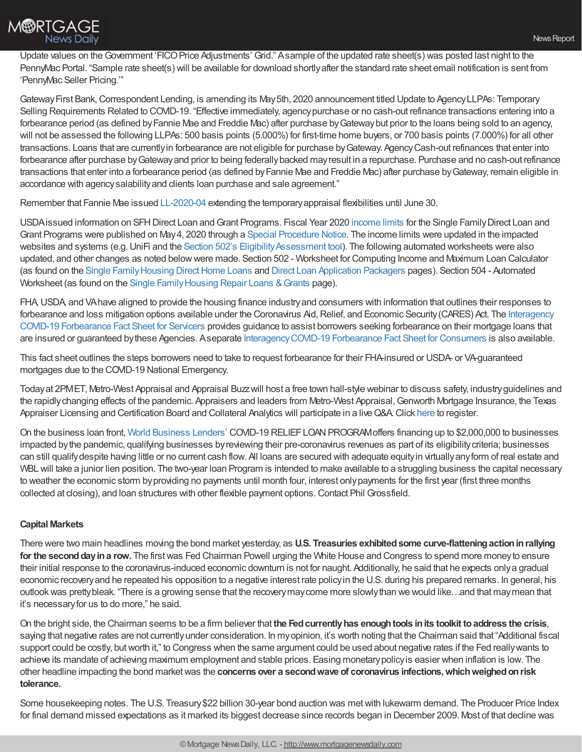Update values on the Government 'FICO Price Adjustments' Grid." A sample of the updated rate sheet(s) was posted last night to the PennyMac Portal. "Sample rate sheet(s) will be available for download shortly after the standard rate sheet email notification is sent from 'PennyMac Seller Pricing.'"

Gateway First Bank, Correspondent Lending, is amending its May 5th, 2020 announcement titled Update to Agency LLPAs: Temporary Selling Requirements Related to COVID-19. "Effective immediately, agency purchase or no cash-out refinance transactions entering into a forbearance period (as defined by Fannie Mae and Freddie Mac) after purchase by Gateway but prior to the loans being sold to an agency, will not be assessed the following LLPAs: 500 basis points (5.000%) for first-time home buyers, or 700 basis points (7.000%) for all other transactions. Loans that are currently in forbearance are not eligible for purchase by Gateway. Agency Cash-out refinances that enter into forbearance after purchase by Gateway and prior to being federally backed may result in a repurchase. Purchase and no cash-out refinance transactions that enter into a forbearance period (as defined by Fannie Mae and Freddie Mac) after purchase by Gateway, remain eligible in accordance with agency salability and clients loan purchase and sale agreement."

Remember that Fannie Mae issued LL-2020-04 extending the temporary appraisal flexibilities until June 30.

USDA issued information on SFH Direct Loan and Grant Programs. Fiscal Year 2020 income limits for the Single Family Direct Loan and Grant Programs were published on May 4, 2020 through a Special Procedure Notice. The income limits were updated in the impacted websites and systems (e.g. UniFi and the Section 502's Eligibility Assessment tool). The following automated worksheets were also updated, and other changes as noted below were made. Section 502 - Worksheet for Computing Income and Maximum Loan Calculator (as found on the Single Family Housing Direct Home Loans and Direct Loan Application Packagers pages). Section 504 - Automated Worksheet (as found on the Single Family Housing Repair Loans & Grants page).

FHA, USDA, and VA have aligned to provide the housing finance industry and consumers with information that outlines their responses to forbearance and loss mitigation options available under the Coronavirus Aid, Relief, and Economic Security (CARES) Act. The Interagency COVID-19 Forbearance Fact Sheet for Servicers provides guidance to assist borrowers seeking forbearance on their mortgage loans that are insured or guaranteed by these Agencies. A separate Interagency COVID-19 Forbearance Fact Sheet for Consumers is also available.

This fact sheet outlines the steps borrowers need to take to request forbearance for their FHA-insured or USDA- or VA-guaranteed mortgages due to the COVID-19 National Emergency.

Today at 2PM ET, Metro-West Appraisal and Appraisal Buzz will host a free town hall-style webinar to discuss safety, industry guidelines and the rapidly changing effects of the pandemic. Appraisers and leaders from Metro-West Appraisal, Genworth Mortgage Insurance, the Texas Appraiser Licensing and Certification Board and Collateral Analytics will participate in a live Q&A. Click here to register.

On the business loan front, World Business Lenders' COVID-19 RELIEF LOAN PROGRAM offers financing up to $2,000,000 to businesses impacted by the pandemic, qualifying businesses by reviewing their pre-coronavirus revenues as part of its eligibility criteria; businesses can still qualify despite having little or no current cash flow. All loans are secured with adequate equity in virtually any form of real estate and WBL will take a junior lien position. The two-year loan Program is intended to make available to a struggling business the capital necessary to weather the economic storm by providing no payments until month four, interest only payments for the first year (first three months collected at closing), and loan structures with other flexible payment options. Contact Phil Grossfield.

**Capital Markets**

There were two main headlines moving the bond market yesterday, as **U.S. Treasuries exhibited some curve-flattening action in rallying for the second day in a row.** The first was Fed Chairman Powell urging the White House and Congress to spend more money to ensure their initial response to the coronavirus-induced economic downturn is not for naught. Additionally, he said that he expects only a gradual economic recovery and he repeated his opposition to a negative interest rate policy in the U.S. during his prepared remarks. In general, his outlook was pretty bleak. "There is a growing sense that the recovery may come more slowly than we would like…and that may mean that it's necessary for us to do more," he said.

On the bright side, the Chairman seems to be a firm believer that **the Fed currently has enough tools in its toolkit to address the crisis**, saying that negative rates are not currently under consideration. In my opinion, it's worth noting that the Chairman said that "Additional fiscal support could be costly, but worth it," to Congress when the same argument could be used about negative rates if the Fed really wants to achieve its mandate of achieving maximum employment and stable prices. Easing monetary policy is easier when inflation is low. The other headline impacting the bond market was the **concerns over a second wave of coronavirus infections, which weighed on risk tolerance.**

Some housekeeping notes. The U.S. Treasury $22 billion 30-year bond auction was met with lukewarm demand. The Producer Price Index for final demand missed expectations as it marked its biggest decrease since records began in December 2009. Most of that decline was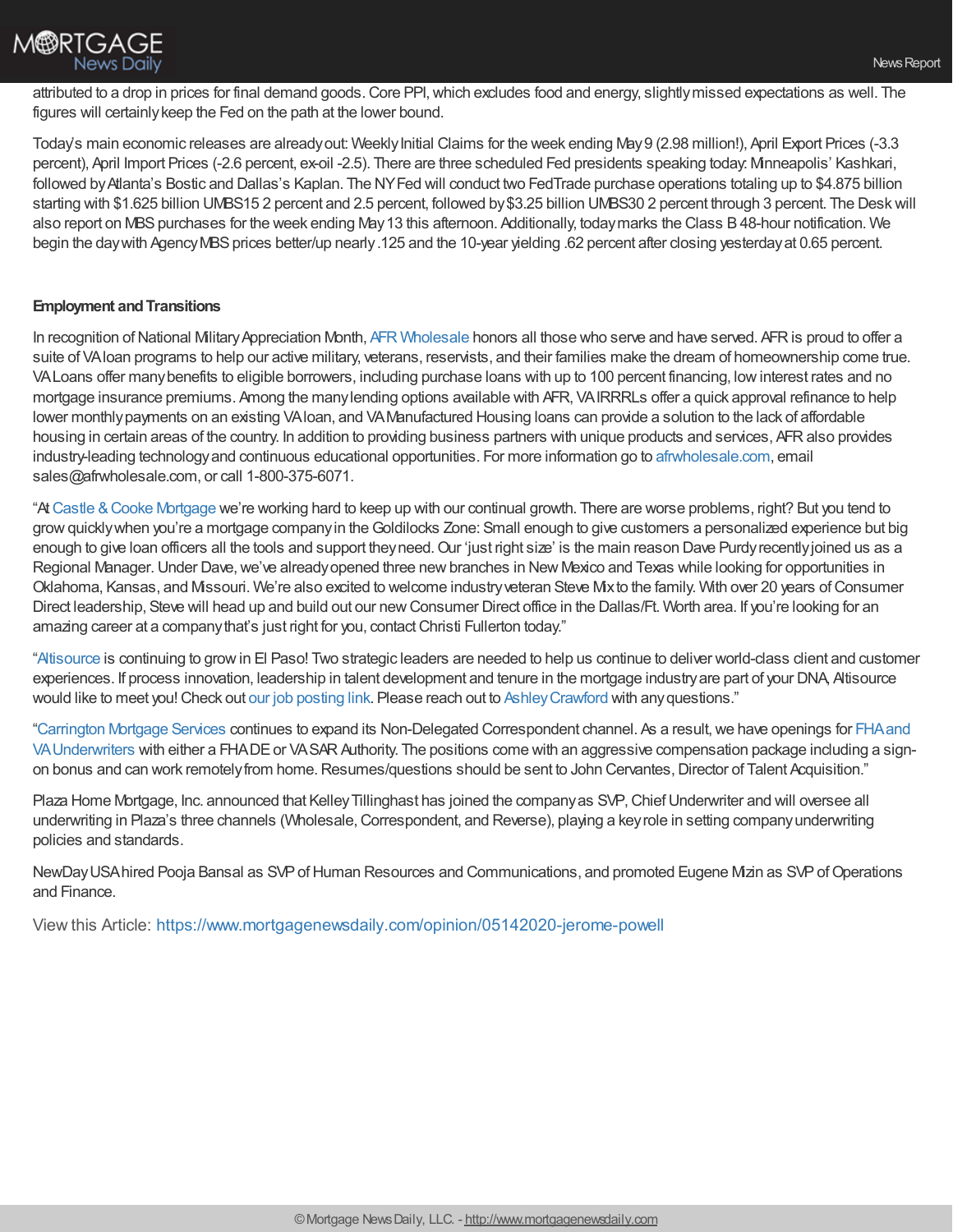attributed to a drop in prices for final demand goods. Core PPI, which excludes food and energy, slightly missed expectations as well. The figures will certainly keep the Fed on the path at the lower bound.

Today's main economic releases are already out: Weekly Initial Claims for the week ending May 9 (2.98 million!), April Export Prices (-3.3 percent), April Import Prices (-2.6 percent, ex-oil -2.5). There are three scheduled Fed presidents speaking today: Minneapolis' Kashkari, followed by Atlanta's Bostic and Dallas's Kaplan. The NY Fed will conduct two FedTrade purchase operations totaling up to $4.875 billion starting with $1.625 billion UMBS15 2 percent and 2.5 percent, followed by $3.25 billion UMBS30 2 percent through 3 percent. The Desk will also report on MBS purchases for the week ending May 13 this afternoon. Additionally, today marks the Class B 48-hour notification. We begin the day with Agency MBS prices better/up nearly .125 and the 10-year yielding .62 percent after closing yesterday at 0.65 percent.

**Employment and Transitions**

In recognition of National Military Appreciation Month, AFR Wholesale honors all those who serve and have served. AFR is proud to offer a suite of VA loan programs to help our active military, veterans, reservists, and their families make the dream of homeownership come true. VA Loans offer many benefits to eligible borrowers, including purchase loans with up to 100 percent financing, low interest rates and no mortgage insurance premiums. Among the many lending options available with AFR, VA IRRRLs offer a quick approval refinance to help lower monthly payments on an existing VA loan, and VA Manufactured Housing loans can provide a solution to the lack of affordable housing in certain areas of the country. In addition to providing business partners with unique products and services, AFR also provides industry-leading technology and continuous educational opportunities. For more information go to afrwholesale.com, email sales@afrwholesale.com, or call 1-800-375-6071.

"At Castle & Cooke Mortgage we're working hard to keep up with our continual growth. There are worse problems, right? But you tend to grow quickly when you're a mortgage company in the Goldilocks Zone: Small enough to give customers a personalized experience but big enough to give loan officers all the tools and support they need. Our 'just right size' is the main reason Dave Purdy recently joined us as a Regional Manager. Under Dave, we've already opened three new branches in New Mexico and Texas while looking for opportunities in Oklahoma, Kansas, and Missouri. We're also excited to welcome industry veteran Steve Mix to the family. With over 20 years of Consumer Direct leadership, Steve will head up and build out our new Consumer Direct office in the Dallas/Ft. Worth area. If you're looking for an amazing career at a company that's just right for you, contact Christi Fullerton today."

"Altisource is continuing to grow in El Paso! Two strategic leaders are needed to help us continue to deliver world-class client and customer experiences. If process innovation, leadership in talent development and tenure in the mortgage industry are part of your DNA, Altisource would like to meet you! Check out our job posting link. Please reach out to Ashley Crawford with any questions."

"Carrington Mortgage Services continues to expand its Non-Delegated Correspondent channel. As a result, we have openings for FHA and VA Underwriters with either a FHA DE or VA SAR Authority. The positions come with an aggressive compensation package including a sign-on bonus and can work remotely from home. Resumes/questions should be sent to John Cervantes, Director of Talent Acquisition."

Plaza Home Mortgage, Inc. announced that Kelley Tillinghast has joined the company as SVP, Chief Underwriter and will oversee all underwriting in Plaza's three channels (Wholesale, Correspondent, and Reverse), playing a key role in setting company underwriting policies and standards.

NewDay USA hired Pooja Bansal as SVP of Human Resources and Communications, and promoted Eugene Mizin as SVP of Operations and Finance.

View this Article: https://www.mortgagenewsdaily.com/opinion/05142020-jerome-powell